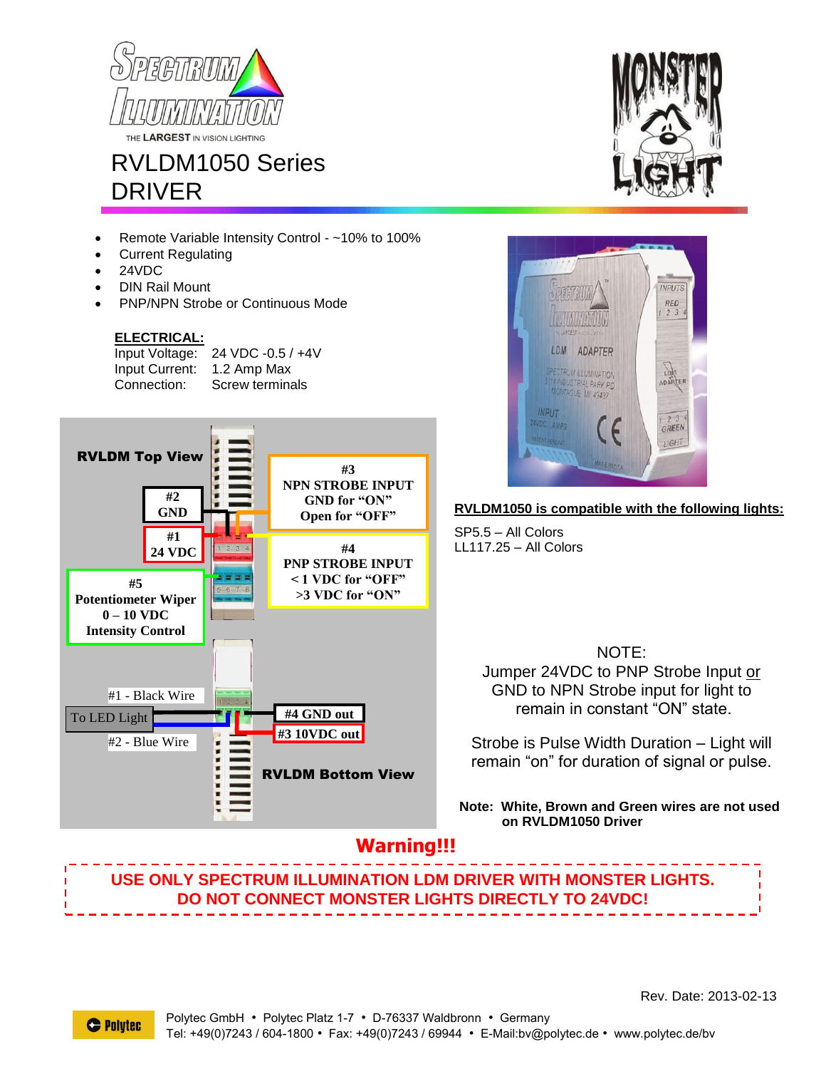# RVLDM1050 Series DRIVER

- Remote Variable Intensity Control - ~10% to 100%
- Current Regulating
- 24VDC
- DIN Rail Mount
- PNP/NPN Strobe or Continuous Mode

**ELECTRICAL:**

| | |
|---|---|
| Input Voltage: | 24 VDC -0.5 / +4V |
| Input Current: | 1.2 Amp Max |
| Connection: | Screw terminals |

**RVLDM Top View**

- #1 24 VDC
- #2 GND
- #3 NPN STROBE INPUT — GND for "ON", Open for "OFF"
- #4 PNP STROBE INPUT — < 1 VDC for "OFF", >3 VDC for "ON"
- #5 Potentiometer Wiper 0 – 10 VDC Intensity Control

**RVLDM Bottom View**

- To LED Light: #1 - Black Wire, #2 - Blue Wire
- #3 10VDC out
- #4 GND out

**RVLDM1050 is compatible with the following lights:**

SP5.5 – All Colors
LL117.25 – All Colors

NOTE:
Jumper 24VDC to PNP Strobe Input or GND to NPN Strobe input for light to remain in constant "ON" state.

Strobe is Pulse Width Duration – Light will remain "on" for duration of signal or pulse.

**Note: White, Brown and Green wires are not used on RVLDM1050 Driver**

**Warning!!!**

**USE ONLY SPECTRUM ILLUMINATION LDM DRIVER WITH MONSTER LIGHTS. DO NOT CONNECT MONSTER LIGHTS DIRECTLY TO 24VDC!**

Rev. Date: 2013-02-13

Polytec GmbH • Polytec Platz 1-7 • D-76337 Waldbronn • Germany
Tel: +49(0)7243 / 604-1800 • Fax: +49(0)7243 / 69944 • E-Mail:bv@polytec.de • www.polytec.de/bv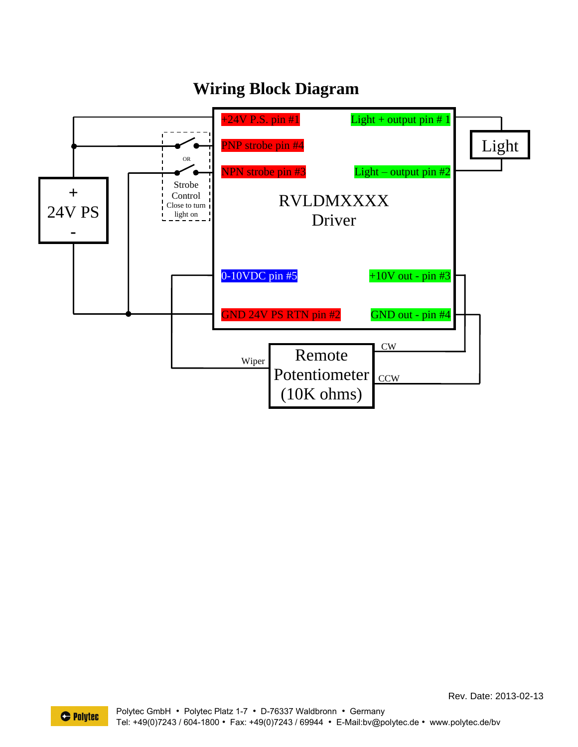# Wiring Block Diagram

+24V P.S. pin #1

PNP strobe pin #4

NPN strobe pin #3

Light + output pin # 1

Light – output pin #2

Light

+
24V PS
-

OR

Strobe Control
Close to turn light on

RVLDMXXXX
Driver

0-10VDC pin #5

+10V out - pin #3

GND 24V PS RTN pin #2

GND out - pin #4

Wiper

Remote Potentiometer (10K ohms)

CW

CCW

Rev. Date: 2013-02-13

Polytec

Polytec GmbH • Polytec Platz 1-7 • D-76337 Waldbronn • Germany
Tel: +49(0)7243 / 604-1800 • Fax: +49(0)7243 / 69944 • E-Mail:bv@polytec.de • www.polytec.de/bv